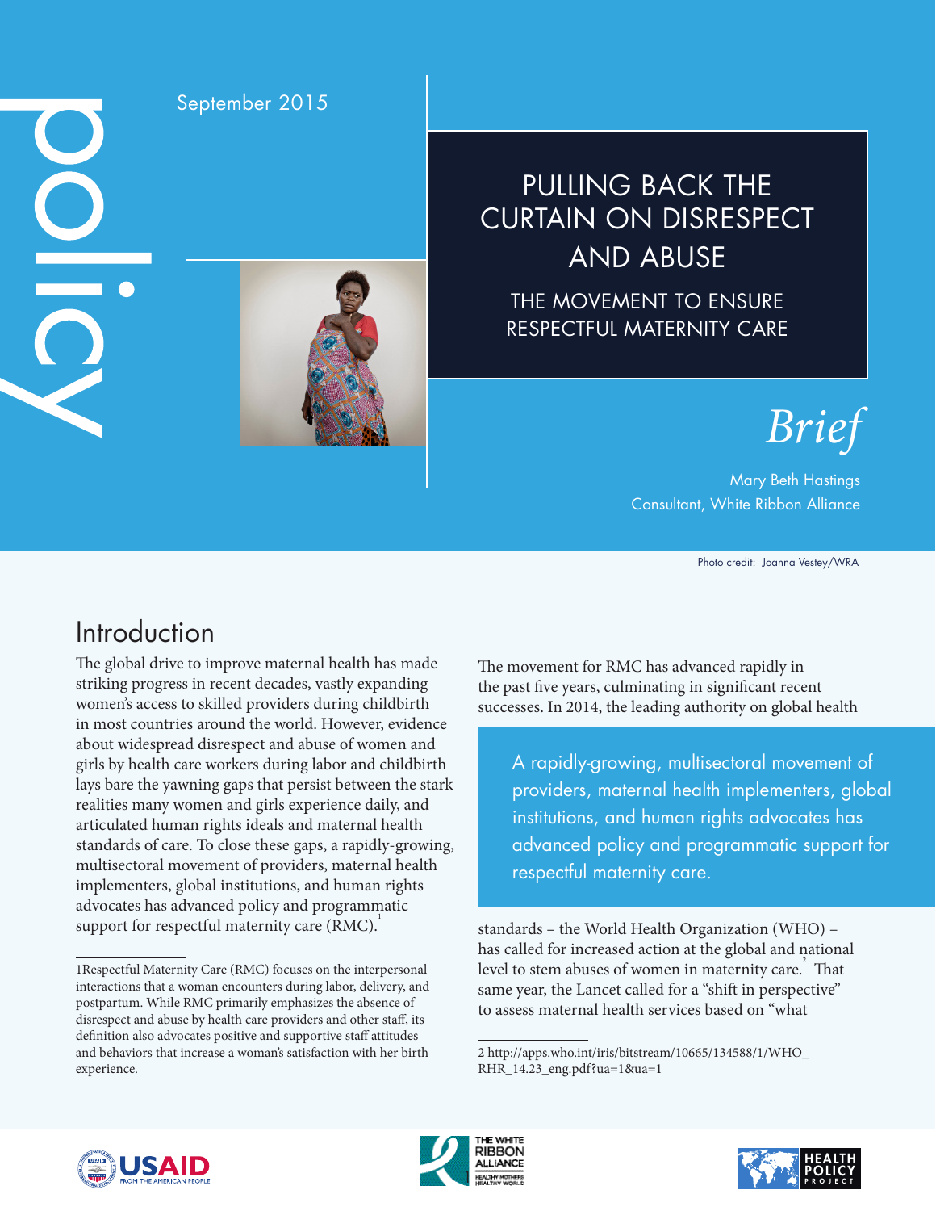policy

September 2015

# PULLING BACK THE CURTAIN ON DISRESPECT AND ABUSE

## THE MOVEMENT TO ENSURE RESPECTFUL MATERNITY CARE

*Brief*

Mary Beth Hastings
Consultant, White Ribbon Alliance

Photo credit: Joanna Vestey/WRA

## Introduction

The global drive to improve maternal health has made striking progress in recent decades, vastly expanding women's access to skilled providers during childbirth in most countries around the world. However, evidence about widespread disrespect and abuse of women and girls by health care workers during labor and childbirth lays bare the yawning gaps that persist between the stark realities many women and girls experience daily, and articulated human rights ideals and maternal health standards of care. To close these gaps, a rapidly-growing, multisectoral movement of providers, maternal health implementers, global institutions, and human rights advocates has advanced policy and programmatic support for respectful maternity care (RMC).[1]

The movement for RMC has advanced rapidly in the past five years, culminating in significant recent successes. In 2014, the leading authority on global health standards – the World Health Organization (WHO) – has called for increased action at the global and national level to stem abuses of women in maternity care.[2] That same year, the Lancet called for a "shift in perspective" to assess maternal health services based on "what

> A rapidly-growing, multisectoral movement of providers, maternal health implementers, global institutions, and human rights advocates has advanced policy and programmatic support for respectful maternity care.

1Respectful Maternity Care (RMC) focuses on the interpersonal interactions that a woman encounters during labor, delivery, and postpartum. While RMC primarily emphasizes the absence of disrespect and abuse by health care providers and other staff, its definition also advocates positive and supportive staff attitudes and behaviors that increase a woman's satisfaction with her birth experience.

2 http://apps.who.int/iris/bitstream/10665/134588/1/WHO_RHR_14.23_eng.pdf?ua=1&ua=1

USAID FROM THE AMERICAN PEOPLE | THE WHITE RIBBON ALLIANCE HEALTHY MOTHERS HEALTHY WORLD | HEALTH POLICY PROJECT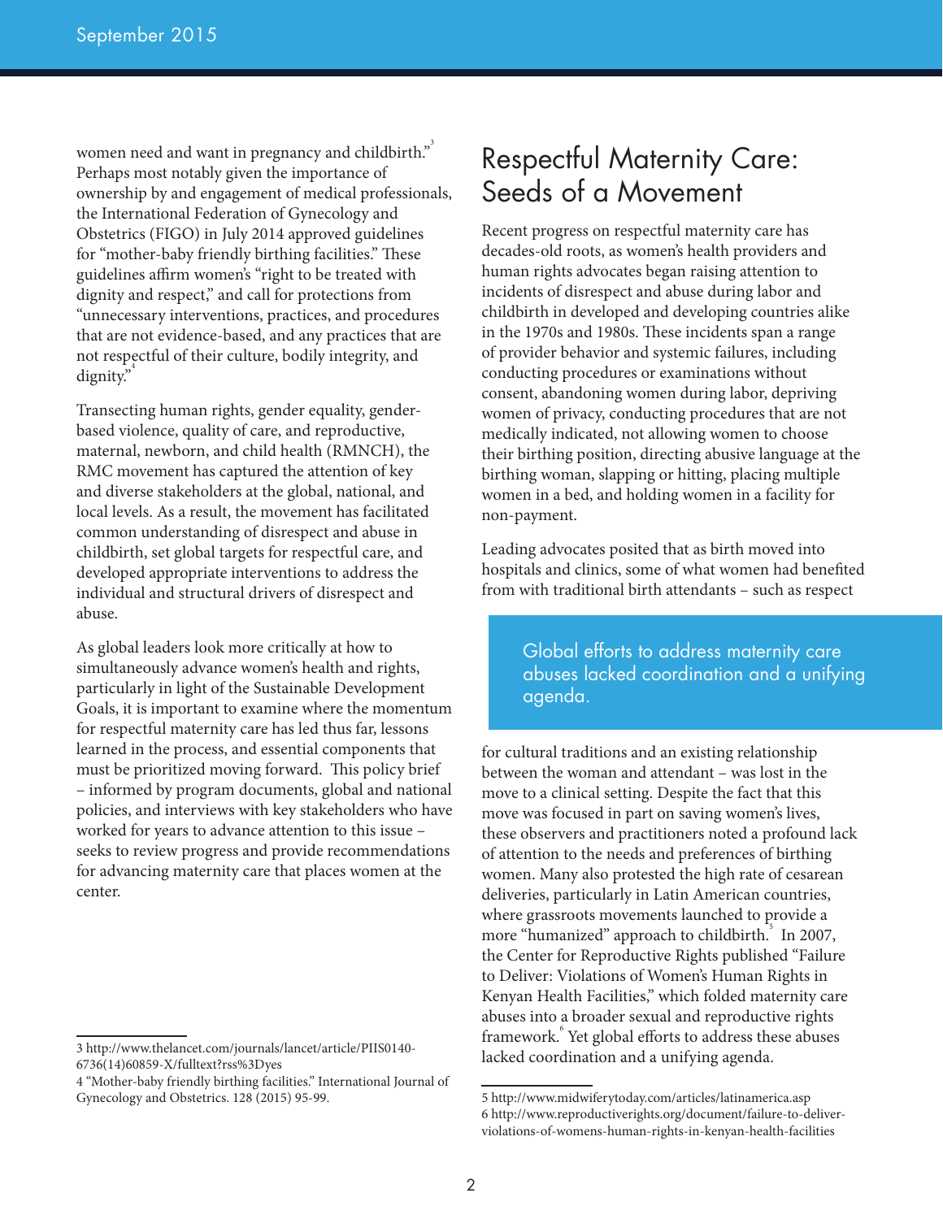women need and want in pregnancy and childbirth."[3] Perhaps most notably given the importance of ownership by and engagement of medical professionals, the International Federation of Gynecology and Obstetrics (FIGO) in July 2014 approved guidelines for "mother-baby friendly birthing facilities." These guidelines affirm women's "right to be treated with dignity and respect," and call for protections from "unnecessary interventions, practices, and procedures that are not evidence-based, and any practices that are not respectful of their culture, bodily integrity, and dignity."[4]

Transecting human rights, gender equality, gender-based violence, quality of care, and reproductive, maternal, newborn, and child health (RMNCH), the RMC movement has captured the attention of key and diverse stakeholders at the global, national, and local levels. As a result, the movement has facilitated common understanding of disrespect and abuse in childbirth, set global targets for respectful care, and developed appropriate interventions to address the individual and structural drivers of disrespect and abuse.

As global leaders look more critically at how to simultaneously advance women's health and rights, particularly in light of the Sustainable Development Goals, it is important to examine where the momentum for respectful maternity care has led thus far, lessons learned in the process, and essential components that must be prioritized moving forward. This policy brief – informed by program documents, global and national policies, and interviews with key stakeholders who have worked for years to advance attention to this issue – seeks to review progress and provide recommendations for advancing maternity care that places women at the center.

3 http://www.thelancet.com/journals/lancet/article/PIIS0140-6736(14)60859-X/fulltext?rss%3Dyes

4 "Mother-baby friendly birthing facilities." International Journal of Gynecology and Obstetrics. 128 (2015) 95-99.

## Respectful Maternity Care: Seeds of a Movement

Recent progress on respectful maternity care has decades-old roots, as women's health providers and human rights advocates began raising attention to incidents of disrespect and abuse during labor and childbirth in developed and developing countries alike in the 1970s and 1980s. These incidents span a range of provider behavior and systemic failures, including conducting procedures or examinations without consent, abandoning women during labor, depriving women of privacy, conducting procedures that are not medically indicated, not allowing women to choose their birthing position, directing abusive language at the birthing woman, slapping or hitting, placing multiple women in a bed, and holding women in a facility for non-payment.

Leading advocates posited that as birth moved into hospitals and clinics, some of what women had benefited from with traditional birth attendants – such as respect for cultural traditions and an existing relationship between the woman and attendant – was lost in the move to a clinical setting. Despite the fact that this move was focused in part on saving women's lives, these observers and practitioners noted a profound lack of attention to the needs and preferences of birthing women. Many also protested the high rate of cesarean deliveries, particularly in Latin American countries, where grassroots movements launched to provide a more "humanized" approach to childbirth.[5] In 2007, the Center for Reproductive Rights published "Failure to Deliver: Violations of Women's Human Rights in Kenyan Health Facilities," which folded maternity care abuses into a broader sexual and reproductive rights framework.[6] Yet global efforts to address these abuses lacked coordination and a unifying agenda.

> Global efforts to address maternity care abuses lacked coordination and a unifying agenda.

5 http://www.midwiferytoday.com/articles/latinamerica.asp

6 http://www.reproductiverights.org/document/failure-to-deliver-violations-of-womens-human-rights-in-kenyan-health-facilities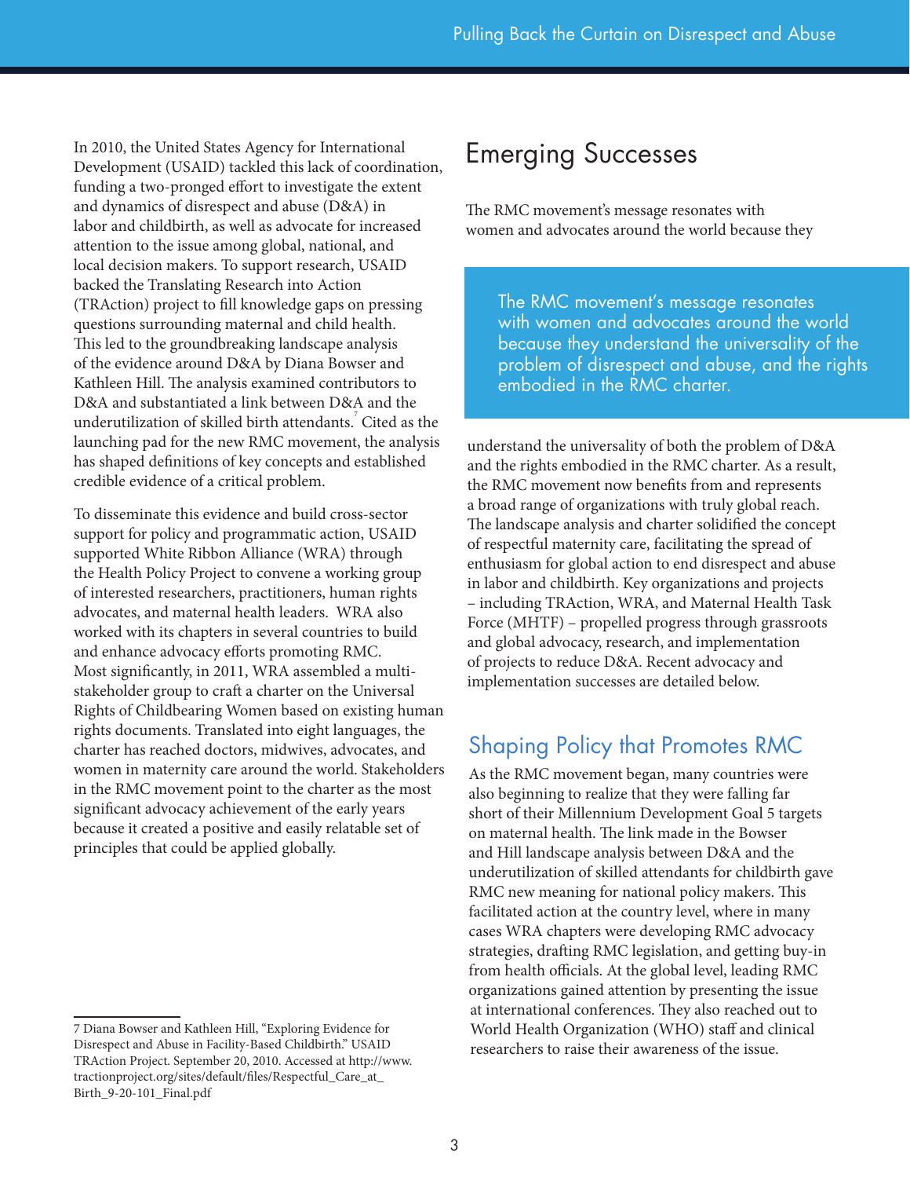In 2010, the United States Agency for International Development (USAID) tackled this lack of coordination, funding a two-pronged effort to investigate the extent and dynamics of disrespect and abuse (D&A) in labor and childbirth, as well as advocate for increased attention to the issue among global, national, and local decision makers. To support research, USAID backed the Translating Research into Action (TRAction) project to fill knowledge gaps on pressing questions surrounding maternal and child health. This led to the groundbreaking landscape analysis of the evidence around D&A by Diana Bowser and Kathleen Hill. The analysis examined contributors to D&A and substantiated a link between D&A and the underutilization of skilled birth attendants.[7] Cited as the launching pad for the new RMC movement, the analysis has shaped definitions of key concepts and established credible evidence of a critical problem.

To disseminate this evidence and build cross-sector support for policy and programmatic action, USAID supported White Ribbon Alliance (WRA) through the Health Policy Project to convene a working group of interested researchers, practitioners, human rights advocates, and maternal health leaders. WRA also worked with its chapters in several countries to build and enhance advocacy efforts promoting RMC. Most significantly, in 2011, WRA assembled a multi-stakeholder group to craft a charter on the Universal Rights of Childbearing Women based on existing human rights documents. Translated into eight languages, the charter has reached doctors, midwives, advocates, and women in maternity care around the world. Stakeholders in the RMC movement point to the charter as the most significant advocacy achievement of the early years because it created a positive and easily relatable set of principles that could be applied globally.

7 Diana Bowser and Kathleen Hill, "Exploring Evidence for Disrespect and Abuse in Facility-Based Childbirth." USAID TRAction Project. September 20, 2010. Accessed at http://www.tractionproject.org/sites/default/files/Respectful_Care_at_Birth_9-20-101_Final.pdf

## Emerging Successes

The RMC movement's message resonates with women and advocates around the world because they understand the universality of both the problem of D&A and the rights embodied in the RMC charter. As a result, the RMC movement now benefits from and represents a broad range of organizations with truly global reach. The landscape analysis and charter solidified the concept of respectful maternity care, facilitating the spread of enthusiasm for global action to end disrespect and abuse in labor and childbirth. Key organizations and projects – including TRAction, WRA, and Maternal Health Task Force (MHTF) – propelled progress through grassroots and global advocacy, research, and implementation of projects to reduce D&A. Recent advocacy and implementation successes are detailed below.

> The RMC movement's message resonates with women and advocates around the world because they understand the universality of the problem of disrespect and abuse, and the rights embodied in the RMC charter.

### Shaping Policy that Promotes RMC

As the RMC movement began, many countries were also beginning to realize that they were falling far short of their Millennium Development Goal 5 targets on maternal health. The link made in the Bowser and Hill landscape analysis between D&A and the underutilization of skilled attendants for childbirth gave RMC new meaning for national policy makers. This facilitated action at the country level, where in many cases WRA chapters were developing RMC advocacy strategies, drafting RMC legislation, and getting buy-in from health officials. At the global level, leading RMC organizations gained attention by presenting the issue at international conferences. They also reached out to World Health Organization (WHO) staff and clinical researchers to raise their awareness of the issue.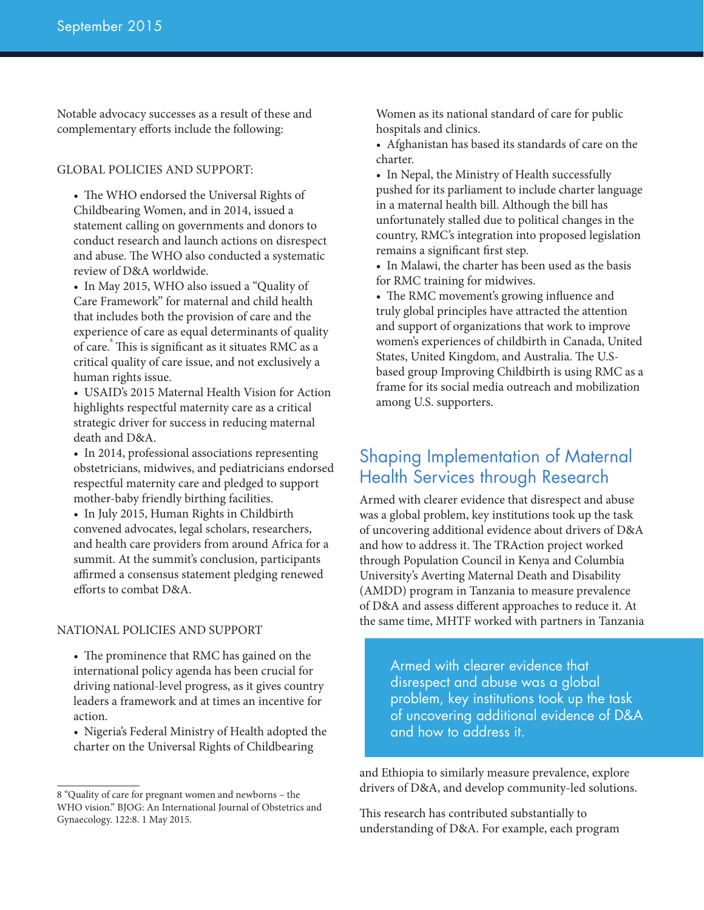Notable advocacy successes as a result of these and complementary efforts include the following:

GLOBAL POLICIES AND SUPPORT:

- The WHO endorsed the Universal Rights of Childbearing Women, and in 2014, issued a statement calling on governments and donors to conduct research and launch actions on disrespect and abuse. The WHO also conducted a systematic review of D&A worldwide.
- In May 2015, WHO also issued a "Quality of Care Framework" for maternal and child health that includes both the provision of care and the experience of care as equal determinants of quality of care.[8] This is significant as it situates RMC as a critical quality of care issue, and not exclusively a human rights issue.
- USAID's 2015 Maternal Health Vision for Action highlights respectful maternity care as a critical strategic driver for success in reducing maternal death and D&A.
- In 2014, professional associations representing obstetricians, midwives, and pediatricians endorsed respectful maternity care and pledged to support mother-baby friendly birthing facilities.
- In July 2015, Human Rights in Childbirth convened advocates, legal scholars, researchers, and health care providers from around Africa for a summit. At the summit's conclusion, participants affirmed a consensus statement pledging renewed efforts to combat D&A.

NATIONAL POLICIES AND SUPPORT

- The prominence that RMC has gained on the international policy agenda has been crucial for driving national-level progress, as it gives country leaders a framework and at times an incentive for action.
- Nigeria's Federal Ministry of Health adopted the charter on the Universal Rights of Childbearing Women as its national standard of care for public hospitals and clinics.
- Afghanistan has based its standards of care on the charter.
- In Nepal, the Ministry of Health successfully pushed for its parliament to include charter language in a maternal health bill. Although the bill has unfortunately stalled due to political changes in the country, RMC's integration into proposed legislation remains a significant first step.
- In Malawi, the charter has been used as the basis for RMC training for midwives.
- The RMC movement's growing influence and truly global principles have attracted the attention and support of organizations that work to improve women's experiences of childbirth in Canada, United States, United Kingdom, and Australia. The U.S.-based group Improving Childbirth is using RMC as a frame for its social media outreach and mobilization among U.S. supporters.

## Shaping Implementation of Maternal Health Services through Research

Armed with clearer evidence that disrespect and abuse was a global problem, key institutions took up the task of uncovering additional evidence about drivers of D&A and how to address it. The TRAction project worked through Population Council in Kenya and Columbia University's Averting Maternal Death and Disability (AMDD) program in Tanzania to measure prevalence of D&A and assess different approaches to reduce it. At the same time, MHTF worked with partners in Tanzania and Ethiopia to similarly measure prevalence, explore drivers of D&A, and develop community-led solutions.

> Armed with clearer evidence that disrespect and abuse was a global problem, key institutions took up the task of uncovering additional evidence of D&A and how to address it.

This research has contributed substantially to understanding of D&A. For example, each program

---

8 "Quality of care for pregnant women and newborns – the WHO vision." BJOG: An International Journal of Obstetrics and Gynaecology. 122:8. 1 May 2015.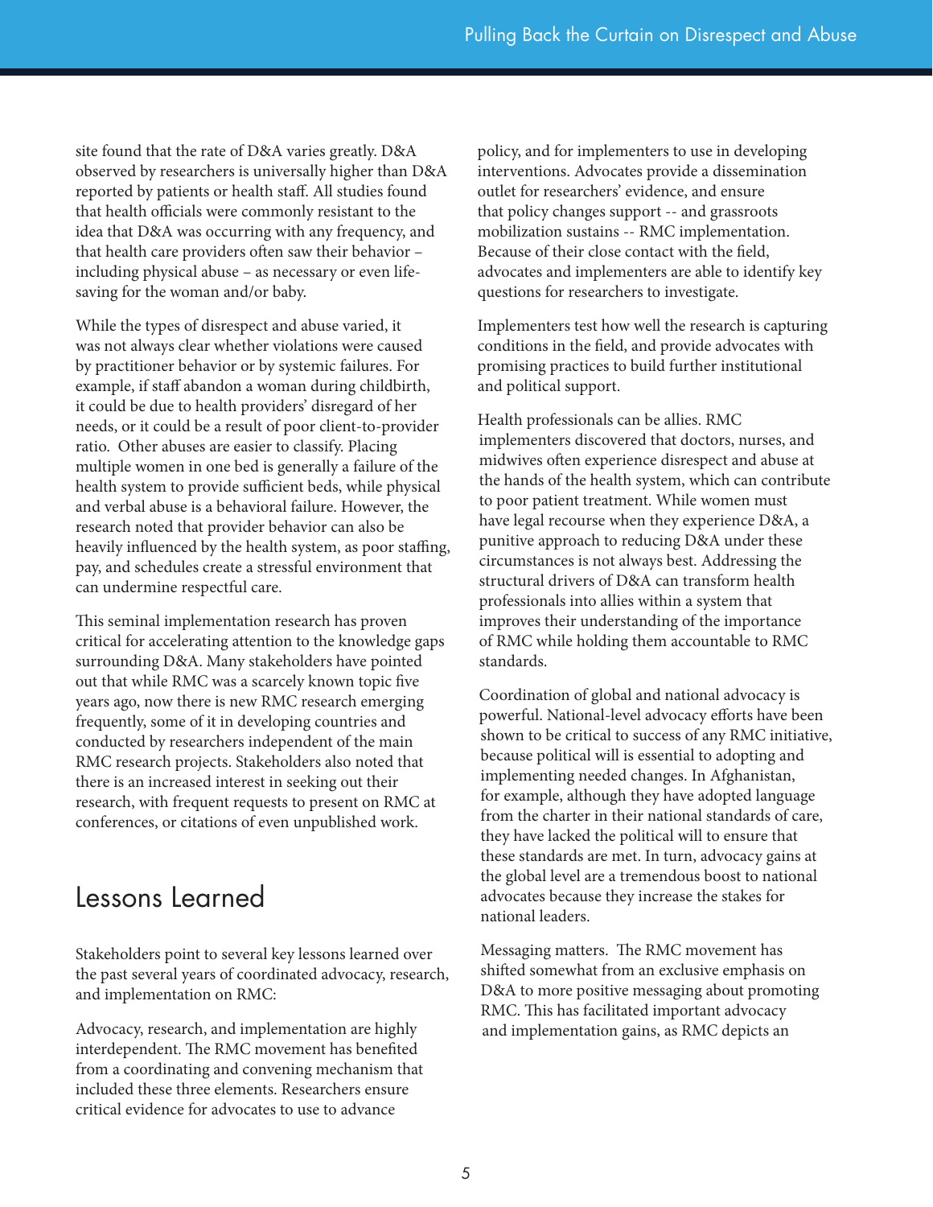site found that the rate of D&A varies greatly. D&A observed by researchers is universally higher than D&A reported by patients or health staff. All studies found that health officials were commonly resistant to the idea that D&A was occurring with any frequency, and that health care providers often saw their behavior – including physical abuse – as necessary or even life-saving for the woman and/or baby.

While the types of disrespect and abuse varied, it was not always clear whether violations were caused by practitioner behavior or by systemic failures. For example, if staff abandon a woman during childbirth, it could be due to health providers' disregard of her needs, or it could be a result of poor client-to-provider ratio. Other abuses are easier to classify. Placing multiple women in one bed is generally a failure of the health system to provide sufficient beds, while physical and verbal abuse is a behavioral failure. However, the research noted that provider behavior can also be heavily influenced by the health system, as poor staffing, pay, and schedules create a stressful environment that can undermine respectful care.

This seminal implementation research has proven critical for accelerating attention to the knowledge gaps surrounding D&A. Many stakeholders have pointed out that while RMC was a scarcely known topic five years ago, now there is new RMC research emerging frequently, some of it in developing countries and conducted by researchers independent of the main RMC research projects. Stakeholders also noted that there is an increased interest in seeking out their research, with frequent requests to present on RMC at conferences, or citations of even unpublished work.

## Lessons Learned

Stakeholders point to several key lessons learned over the past several years of coordinated advocacy, research, and implementation on RMC:

Advocacy, research, and implementation are highly interdependent. The RMC movement has benefited from a coordinating and convening mechanism that included these three elements. Researchers ensure critical evidence for advocates to use to advance policy, and for implementers to use in developing interventions. Advocates provide a dissemination outlet for researchers' evidence, and ensure that policy changes support -- and grassroots mobilization sustains -- RMC implementation. Because of their close contact with the field, advocates and implementers are able to identify key questions for researchers to investigate.

Implementers test how well the research is capturing conditions in the field, and provide advocates with promising practices to build further institutional and political support.

Health professionals can be allies. RMC implementers discovered that doctors, nurses, and midwives often experience disrespect and abuse at the hands of the health system, which can contribute to poor patient treatment. While women must have legal recourse when they experience D&A, a punitive approach to reducing D&A under these circumstances is not always best. Addressing the structural drivers of D&A can transform health professionals into allies within a system that improves their understanding of the importance of RMC while holding them accountable to RMC standards.

Coordination of global and national advocacy is powerful. National-level advocacy efforts have been shown to be critical to success of any RMC initiative, because political will is essential to adopting and implementing needed changes. In Afghanistan, for example, although they have adopted language from the charter in their national standards of care, they have lacked the political will to ensure that these standards are met. In turn, advocacy gains at the global level are a tremendous boost to national advocates because they increase the stakes for national leaders.

Messaging matters. The RMC movement has shifted somewhat from an exclusive emphasis on D&A to more positive messaging about promoting RMC. This has facilitated important advocacy and implementation gains, as RMC depicts an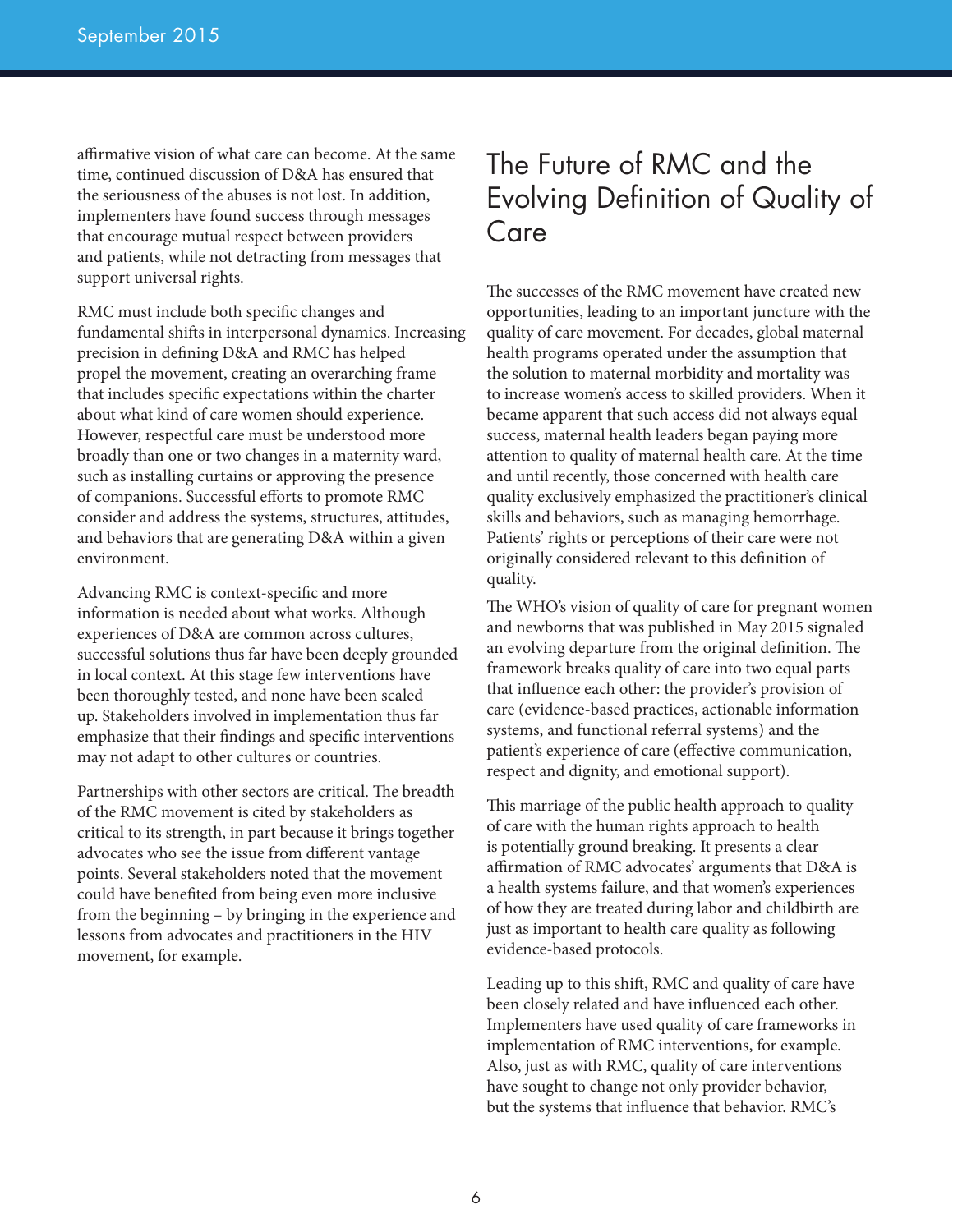affirmative vision of what care can become. At the same time, continued discussion of D&A has ensured that the seriousness of the abuses is not lost. In addition, implementers have found success through messages that encourage mutual respect between providers and patients, while not detracting from messages that support universal rights.

RMC must include both specific changes and fundamental shifts in interpersonal dynamics. Increasing precision in defining D&A and RMC has helped propel the movement, creating an overarching frame that includes specific expectations within the charter about what kind of care women should experience. However, respectful care must be understood more broadly than one or two changes in a maternity ward, such as installing curtains or approving the presence of companions. Successful efforts to promote RMC consider and address the systems, structures, attitudes, and behaviors that are generating D&A within a given environment.

Advancing RMC is context-specific and more information is needed about what works. Although experiences of D&A are common across cultures, successful solutions thus far have been deeply grounded in local context. At this stage few interventions have been thoroughly tested, and none have been scaled up. Stakeholders involved in implementation thus far emphasize that their findings and specific interventions may not adapt to other cultures or countries.

Partnerships with other sectors are critical. The breadth of the RMC movement is cited by stakeholders as critical to its strength, in part because it brings together advocates who see the issue from different vantage points. Several stakeholders noted that the movement could have benefited from being even more inclusive from the beginning – by bringing in the experience and lessons from advocates and practitioners in the HIV movement, for example.

## The Future of RMC and the Evolving Definition of Quality of Care

The successes of the RMC movement have created new opportunities, leading to an important juncture with the quality of care movement. For decades, global maternal health programs operated under the assumption that the solution to maternal morbidity and mortality was to increase women's access to skilled providers. When it became apparent that such access did not always equal success, maternal health leaders began paying more attention to quality of maternal health care. At the time and until recently, those concerned with health care quality exclusively emphasized the practitioner's clinical skills and behaviors, such as managing hemorrhage. Patients' rights or perceptions of their care were not originally considered relevant to this definition of quality.

The WHO's vision of quality of care for pregnant women and newborns that was published in May 2015 signaled an evolving departure from the original definition. The framework breaks quality of care into two equal parts that influence each other: the provider's provision of care (evidence-based practices, actionable information systems, and functional referral systems) and the patient's experience of care (effective communication, respect and dignity, and emotional support).

This marriage of the public health approach to quality of care with the human rights approach to health is potentially ground breaking. It presents a clear affirmation of RMC advocates' arguments that D&A is a health systems failure, and that women's experiences of how they are treated during labor and childbirth are just as important to health care quality as following evidence-based protocols.

Leading up to this shift, RMC and quality of care have been closely related and have influenced each other. Implementers have used quality of care frameworks in implementation of RMC interventions, for example. Also, just as with RMC, quality of care interventions have sought to change not only provider behavior, but the systems that influence that behavior. RMC's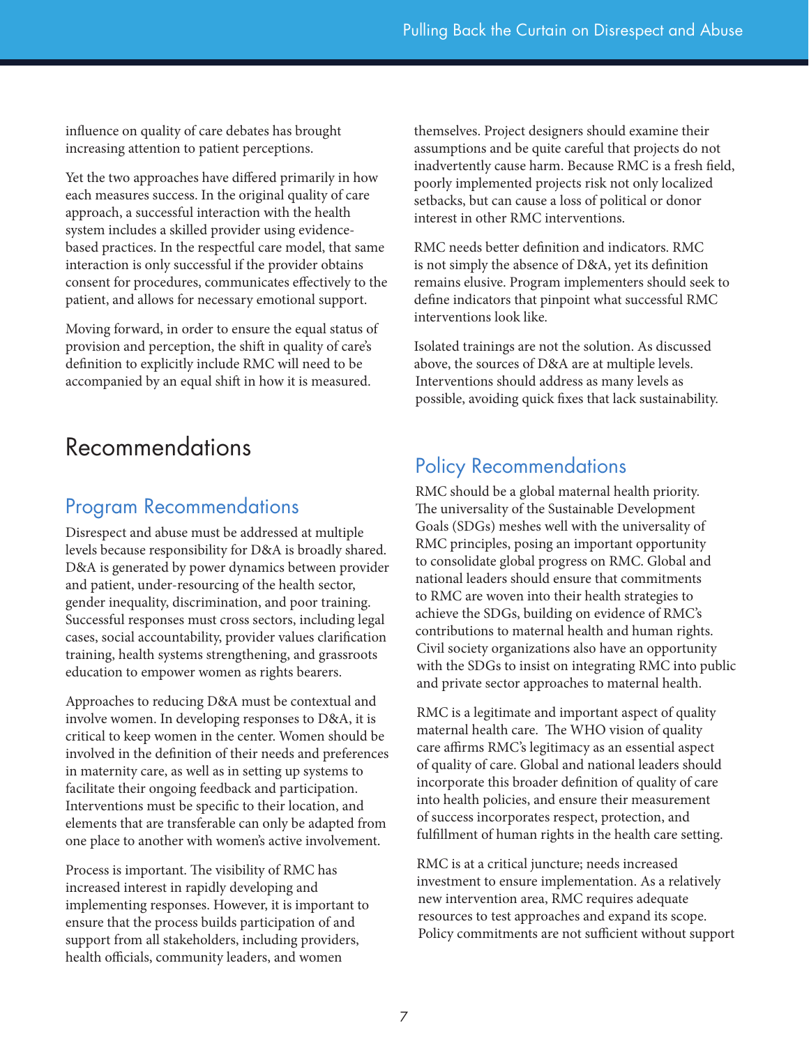influence on quality of care debates has brought increasing attention to patient perceptions.

Yet the two approaches have differed primarily in how each measures success. In the original quality of care approach, a successful interaction with the health system includes a skilled provider using evidence-based practices. In the respectful care model, that same interaction is only successful if the provider obtains consent for procedures, communicates effectively to the patient, and allows for necessary emotional support.

Moving forward, in order to ensure the equal status of provision and perception, the shift in quality of care's definition to explicitly include RMC will need to be accompanied by an equal shift in how it is measured.

# Recommendations

## Program Recommendations

Disrespect and abuse must be addressed at multiple levels because responsibility for D&A is broadly shared. D&A is generated by power dynamics between provider and patient, under-resourcing of the health sector, gender inequality, discrimination, and poor training. Successful responses must cross sectors, including legal cases, social accountability, provider values clarification training, health systems strengthening, and grassroots education to empower women as rights bearers.

Approaches to reducing D&A must be contextual and involve women. In developing responses to D&A, it is critical to keep women in the center. Women should be involved in the definition of their needs and preferences in maternity care, as well as in setting up systems to facilitate their ongoing feedback and participation. Interventions must be specific to their location, and elements that are transferable can only be adapted from one place to another with women's active involvement.

Process is important. The visibility of RMC has increased interest in rapidly developing and implementing responses. However, it is important to ensure that the process builds participation of and support from all stakeholders, including providers, health officials, community leaders, and women themselves. Project designers should examine their assumptions and be quite careful that projects do not inadvertently cause harm. Because RMC is a fresh field, poorly implemented projects risk not only localized setbacks, but can cause a loss of political or donor interest in other RMC interventions.

RMC needs better definition and indicators. RMC is not simply the absence of D&A, yet its definition remains elusive. Program implementers should seek to define indicators that pinpoint what successful RMC interventions look like.

Isolated trainings are not the solution. As discussed above, the sources of D&A are at multiple levels. Interventions should address as many levels as possible, avoiding quick fixes that lack sustainability.

## Policy Recommendations

RMC should be a global maternal health priority. The universality of the Sustainable Development Goals (SDGs) meshes well with the universality of RMC principles, posing an important opportunity to consolidate global progress on RMC. Global and national leaders should ensure that commitments to RMC are woven into their health strategies to achieve the SDGs, building on evidence of RMC's contributions to maternal health and human rights. Civil society organizations also have an opportunity with the SDGs to insist on integrating RMC into public and private sector approaches to maternal health.

RMC is a legitimate and important aspect of quality maternal health care. The WHO vision of quality care affirms RMC's legitimacy as an essential aspect of quality of care. Global and national leaders should incorporate this broader definition of quality of care into health policies, and ensure their measurement of success incorporates respect, protection, and fulfillment of human rights in the health care setting.

RMC is at a critical juncture; needs increased investment to ensure implementation. As a relatively new intervention area, RMC requires adequate resources to test approaches and expand its scope. Policy commitments are not sufficient without support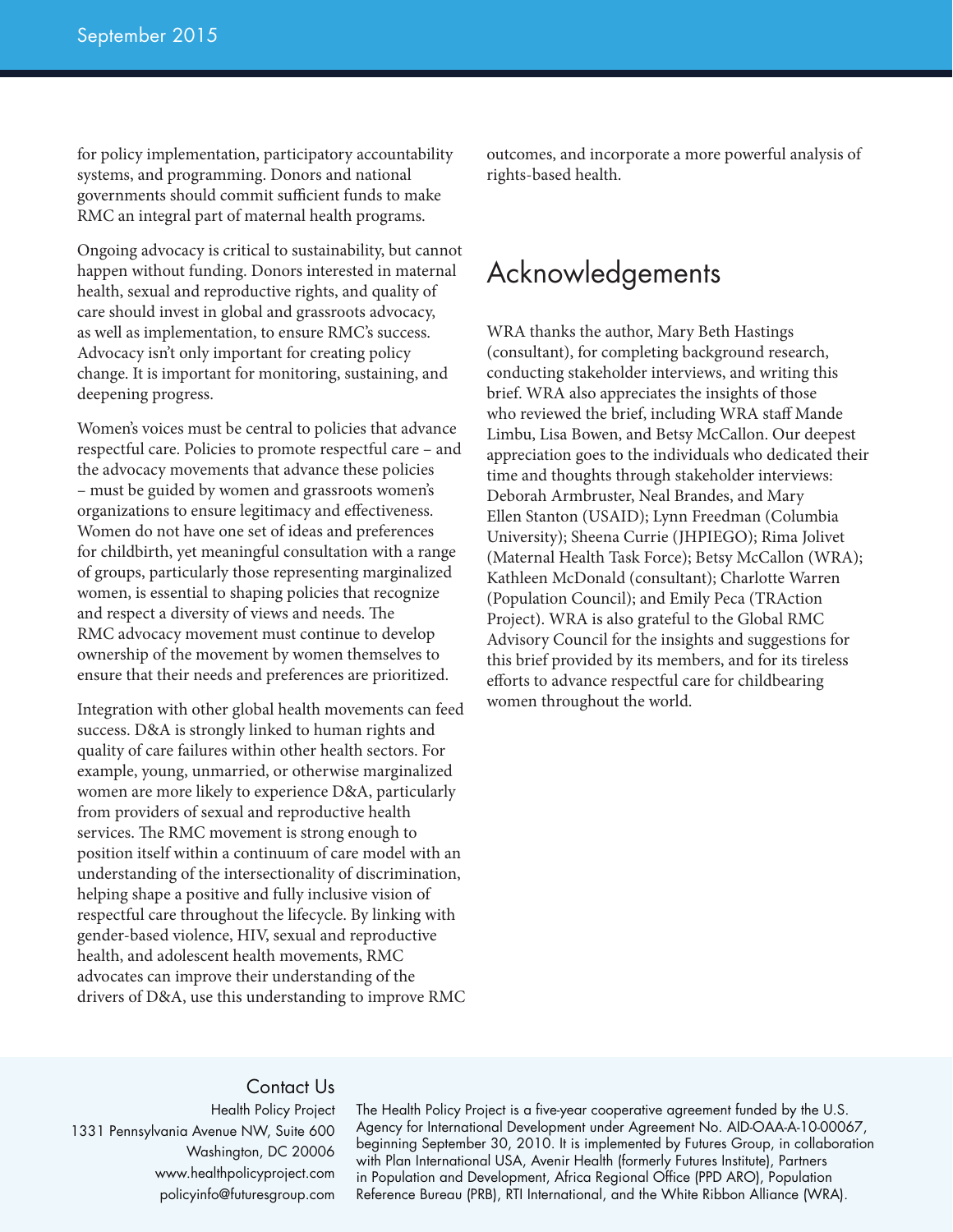for policy implementation, participatory accountability systems, and programming. Donors and national governments should commit sufficient funds to make RMC an integral part of maternal health programs.

Ongoing advocacy is critical to sustainability, but cannot happen without funding. Donors interested in maternal health, sexual and reproductive rights, and quality of care should invest in global and grassroots advocacy, as well as implementation, to ensure RMC's success. Advocacy isn't only important for creating policy change. It is important for monitoring, sustaining, and deepening progress.

Women's voices must be central to policies that advance respectful care. Policies to promote respectful care – and the advocacy movements that advance these policies – must be guided by women and grassroots women's organizations to ensure legitimacy and effectiveness. Women do not have one set of ideas and preferences for childbirth, yet meaningful consultation with a range of groups, particularly those representing marginalized women, is essential to shaping policies that recognize and respect a diversity of views and needs. The RMC advocacy movement must continue to develop ownership of the movement by women themselves to ensure that their needs and preferences are prioritized.

Integration with other global health movements can feed success. D&A is strongly linked to human rights and quality of care failures within other health sectors. For example, young, unmarried, or otherwise marginalized women are more likely to experience D&A, particularly from providers of sexual and reproductive health services. The RMC movement is strong enough to position itself within a continuum of care model with an understanding of the intersectionality of discrimination, helping shape a positive and fully inclusive vision of respectful care throughout the lifecycle. By linking with gender-based violence, HIV, sexual and reproductive health, and adolescent health movements, RMC advocates can improve their understanding of the drivers of D&A, use this understanding to improve RMC outcomes, and incorporate a more powerful analysis of rights-based health.

## Acknowledgements

WRA thanks the author, Mary Beth Hastings (consultant), for completing background research, conducting stakeholder interviews, and writing this brief. WRA also appreciates the insights of those who reviewed the brief, including WRA staff Mande Limbu, Lisa Bowen, and Betsy McCallon. Our deepest appreciation goes to the individuals who dedicated their time and thoughts through stakeholder interviews: Deborah Armbruster, Neal Brandes, and Mary Ellen Stanton (USAID); Lynn Freedman (Columbia University); Sheena Currie (JHPIEGO); Rima Jolivet (Maternal Health Task Force); Betsy McCallon (WRA); Kathleen McDonald (consultant); Charlotte Warren (Population Council); and Emily Peca (TRAction Project). WRA is also grateful to the Global RMC Advisory Council for the insights and suggestions for this brief provided by its members, and for its tireless efforts to advance respectful care for childbearing women throughout the world.

### Contact Us

Health Policy Project
1331 Pennsylvania Avenue NW, Suite 600
Washington, DC 20006
www.healthpolicyproject.com
policyinfo@futuresgroup.com

The Health Policy Project is a five-year cooperative agreement funded by the U.S. Agency for International Development under Agreement No. AID-OAA-A-10-00067, beginning September 30, 2010. It is implemented by Futures Group, in collaboration with Plan International USA, Avenir Health (formerly Futures Institute), Partners in Population and Development, Africa Regional Office (PPD ARO), Population Reference Bureau (PRB), RTI International, and the White Ribbon Alliance (WRA).